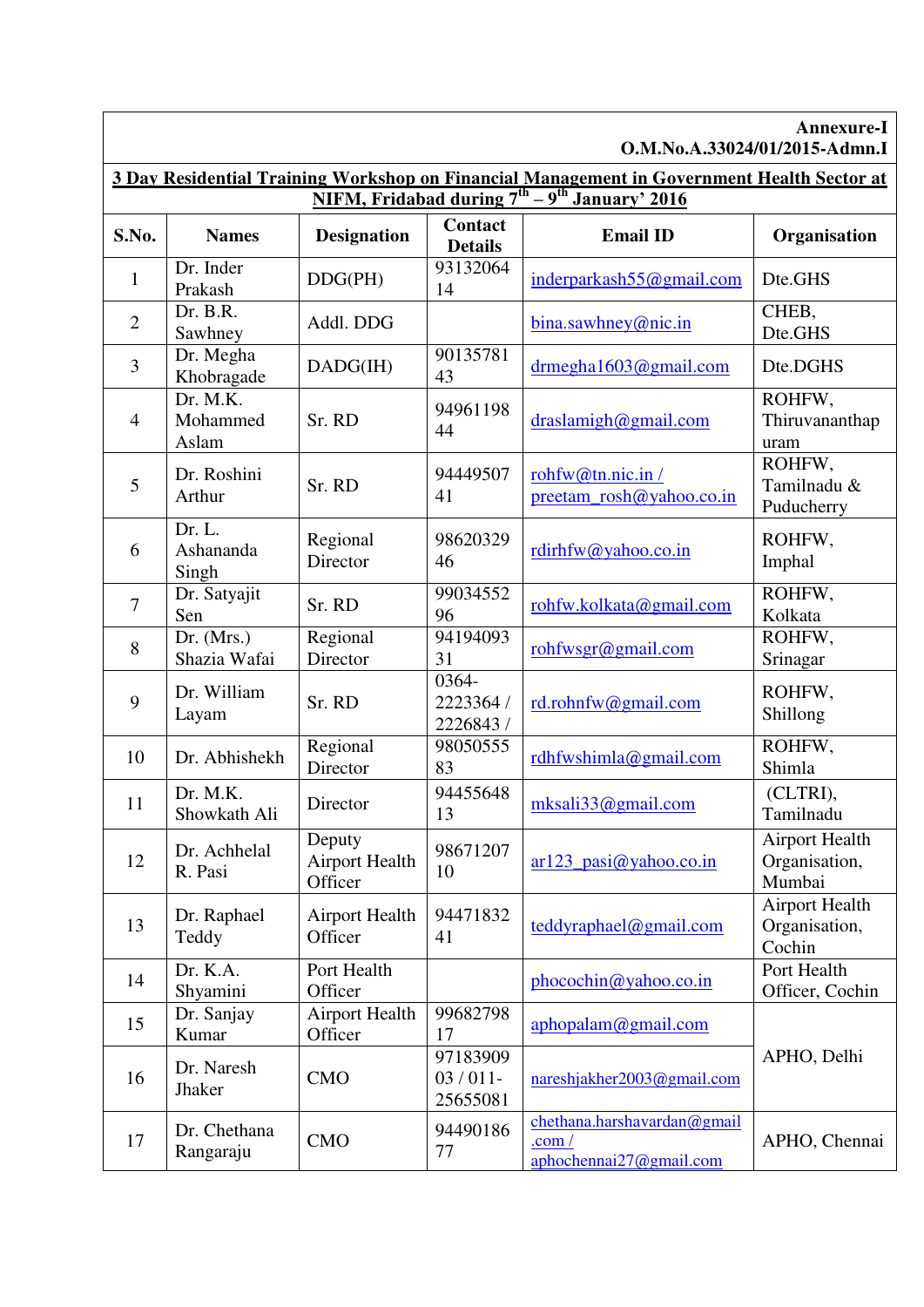**Annexure-I**
**O.M.No.A.33024/01/2015-Admn.I**

**3 Day Residential Training Workshop on Financial Management in Government Health Sector at NIFM, Fridabad during 7th – 9th January' 2016**

| S.No. | Names | Designation | Contact Details | Email ID | Organisation |
|---|---|---|---|---|---|
| 1 | Dr. Inder Prakash | DDG(PH) | 9313206414 | inderparkash55@gmail.com | Dte.GHS |
| 2 | Dr. B.R. Sawhney | Addl. DDG | | bina.sawhney@nic.in | CHEB, Dte.GHS |
| 3 | Dr. Megha Khobragade | DADG(IH) | 9013578143 | drmegha1603@gmail.com | Dte.DGHS |
| 4 | Dr. M.K. Mohammed Aslam | Sr. RD | 9496119844 | draslamigh@gmail.com | ROHFW, Thiruvananthapuram |
| 5 | Dr. Roshini Arthur | Sr. RD | 9444950741 | rohfw@tn.nic.in / preetam_rosh@yahoo.co.in | ROHFW, Tamilnadu & Puducherry |
| 6 | Dr. L. Ashananda Singh | Regional Director | 9862032946 | rdirhfw@yahoo.co.in | ROHFW, Imphal |
| 7 | Dr. Satyajit Sen | Sr. RD | 9903455296 | rohfw.kolkata@gmail.com | ROHFW, Kolkata |
| 8 | Dr. (Mrs.) Shazia Wafai | Regional Director | 9419409331 | rohfwsgr@gmail.com | ROHFW, Srinagar |
| 9 | Dr. William Layam | Sr. RD | 0364-2223364 / 2226843 / | rd.rohnfw@gmail.com | ROHFW, Shillong |
| 10 | Dr. Abhishekh | Regional Director | 9805055583 | rdhfwshimla@gmail.com | ROHFW, Shimla |
| 11 | Dr. M.K. Showkath Ali | Director | 9445564813 | mksali33@gmail.com | (CLTRI), Tamilnadu |
| 12 | Dr. Achhelal R. Pasi | Deputy Airport Health Officer | 9867120710 | ar123_pasi@yahoo.co.in | Airport Health Organisation, Mumbai |
| 13 | Dr. Raphael Teddy | Airport Health Officer | 9447183241 | teddyraphael@gmail.com | Airport Health Organisation, Cochin |
| 14 | Dr. K.A. Shyamini | Port Health Officer | | phocochin@yahoo.co.in | Port Health Officer, Cochin |
| 15 | Dr. Sanjay Kumar | Airport Health Officer | 9968279817 | aphopalam@gmail.com | APHO, Delhi |
| 16 | Dr. Naresh Jhaker | CMO | 9718390903 / 011-25655081 | nareshjakher2003@gmail.com | APHO, Delhi |
| 17 | Dr. Chethana Rangaraju | CMO | 9449018677 | chethana.harshavardan@gmail.com / aphochennai27@gmail.com | APHO, Chennai |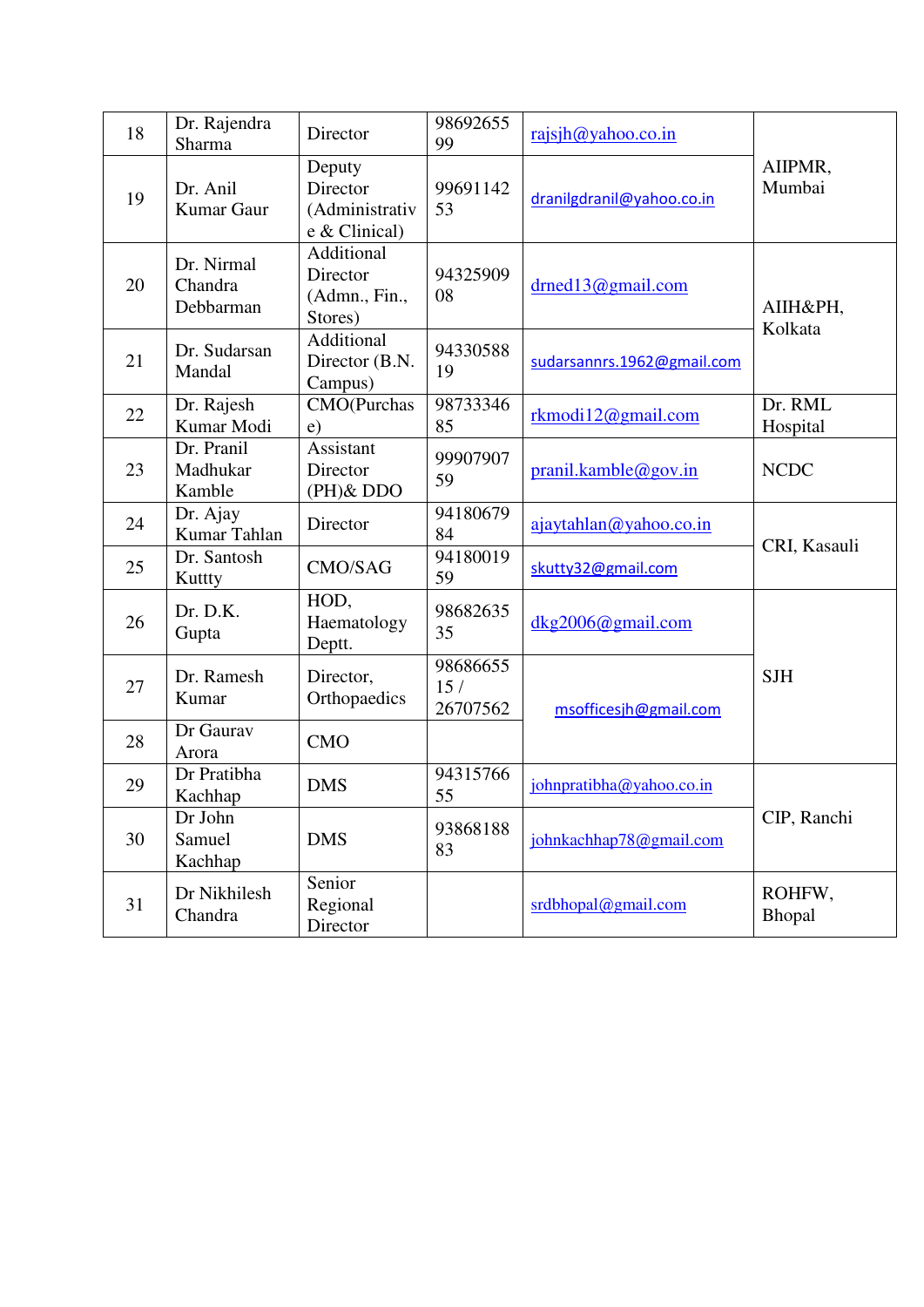| | | | | | |
|---|---|---|---|---|---|
| 18 | Dr. Rajendra Sharma | Director | 9869265599 | rajsjh@yahoo.co.in | AIIPMR, Mumbai |
| 19 | Dr. Anil Kumar Gaur | Deputy Director (Administrative & Clinical) | 9969114253 | dranilgdranil@yahoo.co.in | AIIPMR, Mumbai |
| 20 | Dr. Nirmal Chandra Debbarman | Additional Director (Admn., Fin., Stores) | 9432590908 | drned13@gmail.com | AIIH&PH, Kolkata |
| 21 | Dr. Sudarsan Mandal | Additional Director (B.N. Campus) | 9433058819 | sudarsannrs.1962@gmail.com | AIIH&PH, Kolkata |
| 22 | Dr. Rajesh Kumar Modi | CMO(Purchase) | 9873334685 | rkmodi12@gmail.com | Dr. RML Hospital |
| 23 | Dr. Pranil Madhukar Kamble | Assistant Director (PH)& DDO | 9990790759 | pranil.kamble@gov.in | NCDC |
| 24 | Dr. Ajay Kumar Tahlan | Director | 9418067984 | ajaytahlan@yahoo.co.in | CRI, Kasauli |
| 25 | Dr. Santosh Kuttty | CMO/SAG | 9418001959 | skutty32@gmail.com | CRI, Kasauli |
| 26 | Dr. D.K. Gupta | HOD, Haematology Deptt. | 9868263535 | dkg2006@gmail.com | SJH |
| 27 | Dr. Ramesh Kumar | Director, Orthopaedics | 9868665515 / 26707562 | msofficesjh@gmail.com | SJH |
| 28 | Dr Gaurav Arora | CMO | | msofficesjh@gmail.com | SJH |
| 29 | Dr Pratibha Kachhap | DMS | 9431576655 | johnpratibha@yahoo.co.in | CIP, Ranchi |
| 30 | Dr John Samuel Kachhap | DMS | 9386818883 | johnkachhap78@gmail.com | CIP, Ranchi |
| 31 | Dr Nikhilesh Chandra | Senior Regional Director | | srdbhopal@gmail.com | ROHFW, Bhopal |